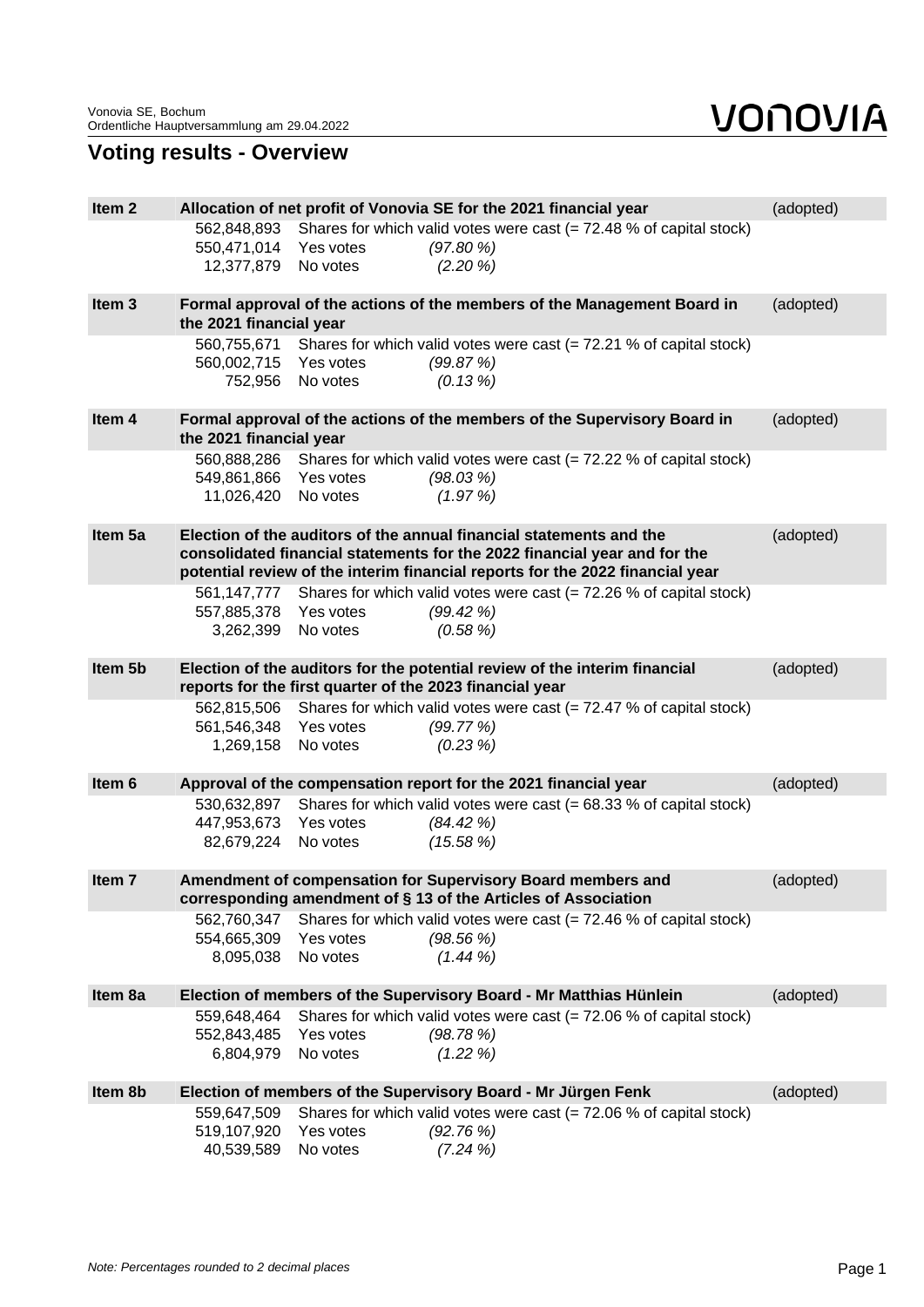# Voting results - Overview

| Item | Description | | | Result |
|---|---|---|---|---|
| **Item 2** | **Allocation of net profit of Vonovia SE for the 2021 financial year** | | | (adopted) |
| | 562,848,893 | Shares for which valid votes were cast (= 72.48 % of capital stock) | | |
| | 550,471,014 | Yes votes | *(97.80 %)* | |
| | 12,377,879 | No votes | *(2.20 %)* | |
| **Item 3** | **Formal approval of the actions of the members of the Management Board in the 2021 financial year** | | | (adopted) |
| | 560,755,671 | Shares for which valid votes were cast (= 72.21 % of capital stock) | | |
| | 560,002,715 | Yes votes | *(99.87 %)* | |
| | 752,956 | No votes | *(0.13 %)* | |
| **Item 4** | **Formal approval of the actions of the members of the Supervisory Board in the 2021 financial year** | | | (adopted) |
| | 560,888,286 | Shares for which valid votes were cast (= 72.22 % of capital stock) | | |
| | 549,861,866 | Yes votes | *(98.03 %)* | |
| | 11,026,420 | No votes | *(1.97 %)* | |
| **Item 5a** | **Election of the auditors of the annual financial statements and the consolidated financial statements for the 2022 financial year and for the potential review of the interim financial reports for the 2022 financial year** | | | (adopted) |
| | 561,147,777 | Shares for which valid votes were cast (= 72.26 % of capital stock) | | |
| | 557,885,378 | Yes votes | *(99.42 %)* | |
| | 3,262,399 | No votes | *(0.58 %)* | |
| **Item 5b** | **Election of the auditors for the potential review of the interim financial reports for the first quarter of the 2023 financial year** | | | (adopted) |
| | 562,815,506 | Shares for which valid votes were cast (= 72.47 % of capital stock) | | |
| | 561,546,348 | Yes votes | *(99.77 %)* | |
| | 1,269,158 | No votes | *(0.23 %)* | |
| **Item 6** | **Approval of the compensation report for the 2021 financial year** | | | (adopted) |
| | 530,632,897 | Shares for which valid votes were cast (= 68.33 % of capital stock) | | |
| | 447,953,673 | Yes votes | *(84.42 %)* | |
| | 82,679,224 | No votes | *(15.58 %)* | |
| **Item 7** | **Amendment of compensation for Supervisory Board members and corresponding amendment of § 13 of the Articles of Association** | | | (adopted) |
| | 562,760,347 | Shares for which valid votes were cast (= 72.46 % of capital stock) | | |
| | 554,665,309 | Yes votes | *(98.56 %)* | |
| | 8,095,038 | No votes | *(1.44 %)* | |
| **Item 8a** | **Election of members of the Supervisory Board - Mr Matthias Hünlein** | | | (adopted) |
| | 559,648,464 | Shares for which valid votes were cast (= 72.06 % of capital stock) | | |
| | 552,843,485 | Yes votes | *(98.78 %)* | |
| | 6,804,979 | No votes | *(1.22 %)* | |
| **Item 8b** | **Election of members of the Supervisory Board - Mr Jürgen Fenk** | | | (adopted) |
| | 559,647,509 | Shares for which valid votes were cast (= 72.06 % of capital stock) | | |
| | 519,107,920 | Yes votes | *(92.76 %)* | |
| | 40,539,589 | No votes | *(7.24 %)* | |

*Note: Percentages rounded to 2 decimal places*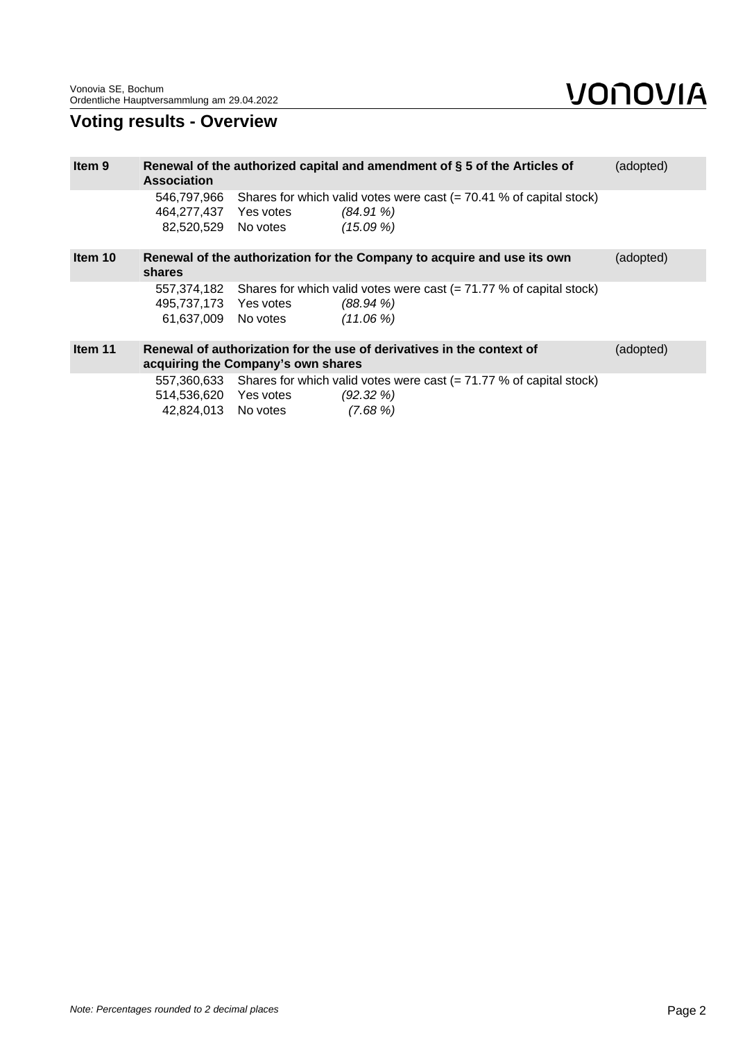## Voting results - Overview

| | | |
|---|---|---|
| **Item 9** | **Renewal of the authorized capital and amendment of § 5 of the Articles of Association** | (adopted) |
| | 546,797,966 Shares for which valid votes were cast (= 70.41 % of capital stock) | |
| | 464,277,437 Yes votes *(84.91 %)* | |
| | 82,520,529 No votes *(15.09 %)* | |
| **Item 10** | **Renewal of the authorization for the Company to acquire and use its own shares** | (adopted) |
| | 557,374,182 Shares for which valid votes were cast (= 71.77 % of capital stock) | |
| | 495,737,173 Yes votes *(88.94 %)* | |
| | 61,637,009 No votes *(11.06 %)* | |
| **Item 11** | **Renewal of authorization for the use of derivatives in the context of acquiring the Company's own shares** | (adopted) |
| | 557,360,633 Shares for which valid votes were cast (= 71.77 % of capital stock) | |
| | 514,536,620 Yes votes *(92.32 %)* | |
| | 42,824,013 No votes *(7.68 %)* | |

*Note: Percentages rounded to 2 decimal places*